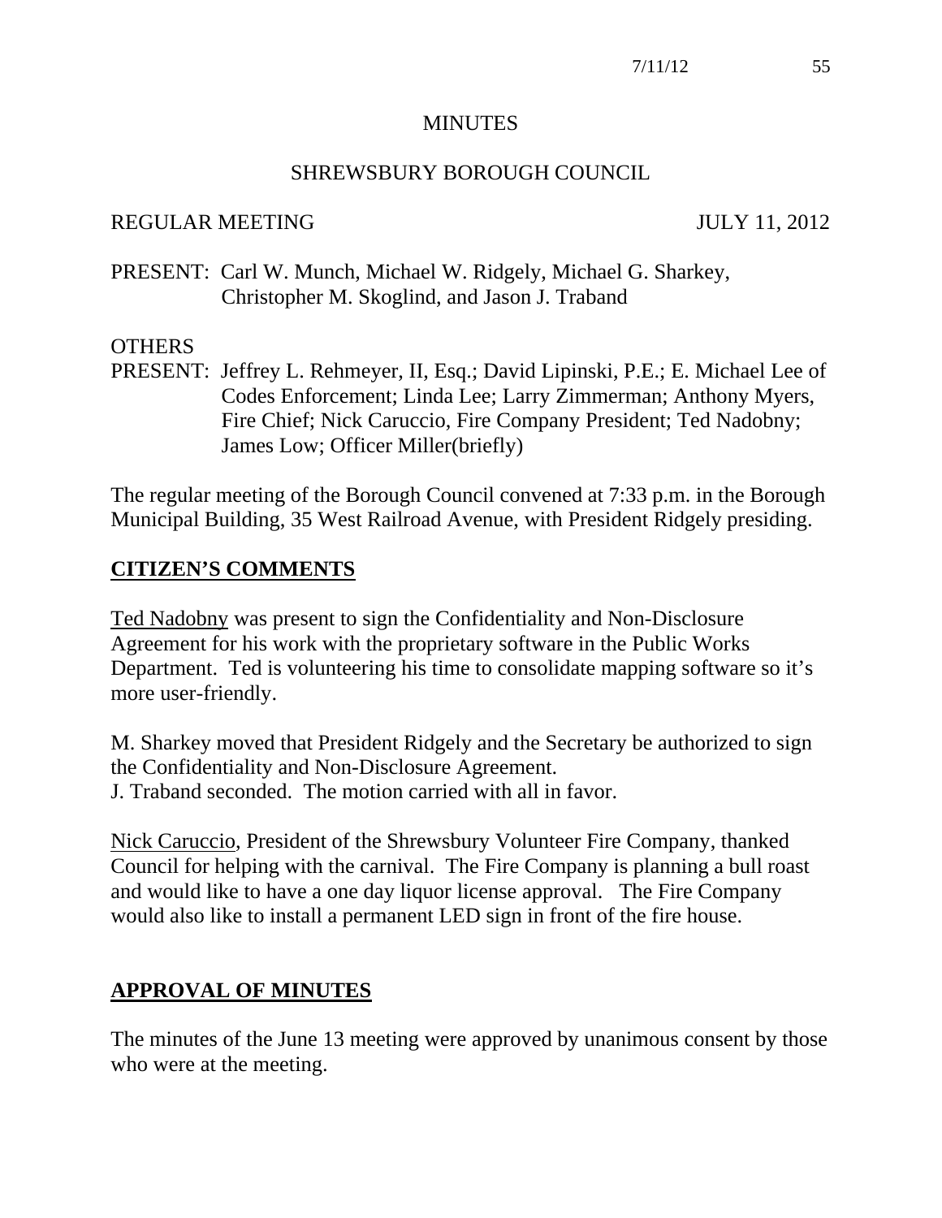# MINUTES

## SHREWSBURY BOROUGH COUNCIL

REGULAR MEETING JULY 11, 2012

PRESENT: Carl W. Munch, Michael W. Ridgely, Michael G. Sharkey, Christopher M. Skoglind, and Jason J. Traband

OTHERS
PRESENT: Jeffrey L. Rehmeyer, II, Esq.; David Lipinski, P.E.; E. Michael Lee of Codes Enforcement; Linda Lee; Larry Zimmerman; Anthony Myers, Fire Chief; Nick Caruccio, Fire Company President; Ted Nadobny; James Low; Officer Miller(briefly)

The regular meeting of the Borough Council convened at 7:33 p.m. in the Borough Municipal Building, 35 West Railroad Avenue, with President Ridgely presiding.

## CITIZEN'S COMMENTS

Ted Nadobny was present to sign the Confidentiality and Non-Disclosure Agreement for his work with the proprietary software in the Public Works Department. Ted is volunteering his time to consolidate mapping software so it's more user-friendly.

M. Sharkey moved that President Ridgely and the Secretary be authorized to sign the Confidentiality and Non-Disclosure Agreement.
J. Traband seconded. The motion carried with all in favor.

Nick Caruccio, President of the Shrewsbury Volunteer Fire Company, thanked Council for helping with the carnival. The Fire Company is planning a bull roast and would like to have a one day liquor license approval. The Fire Company would also like to install a permanent LED sign in front of the fire house.

## APPROVAL OF MINUTES

The minutes of the June 13 meeting were approved by unanimous consent by those who were at the meeting.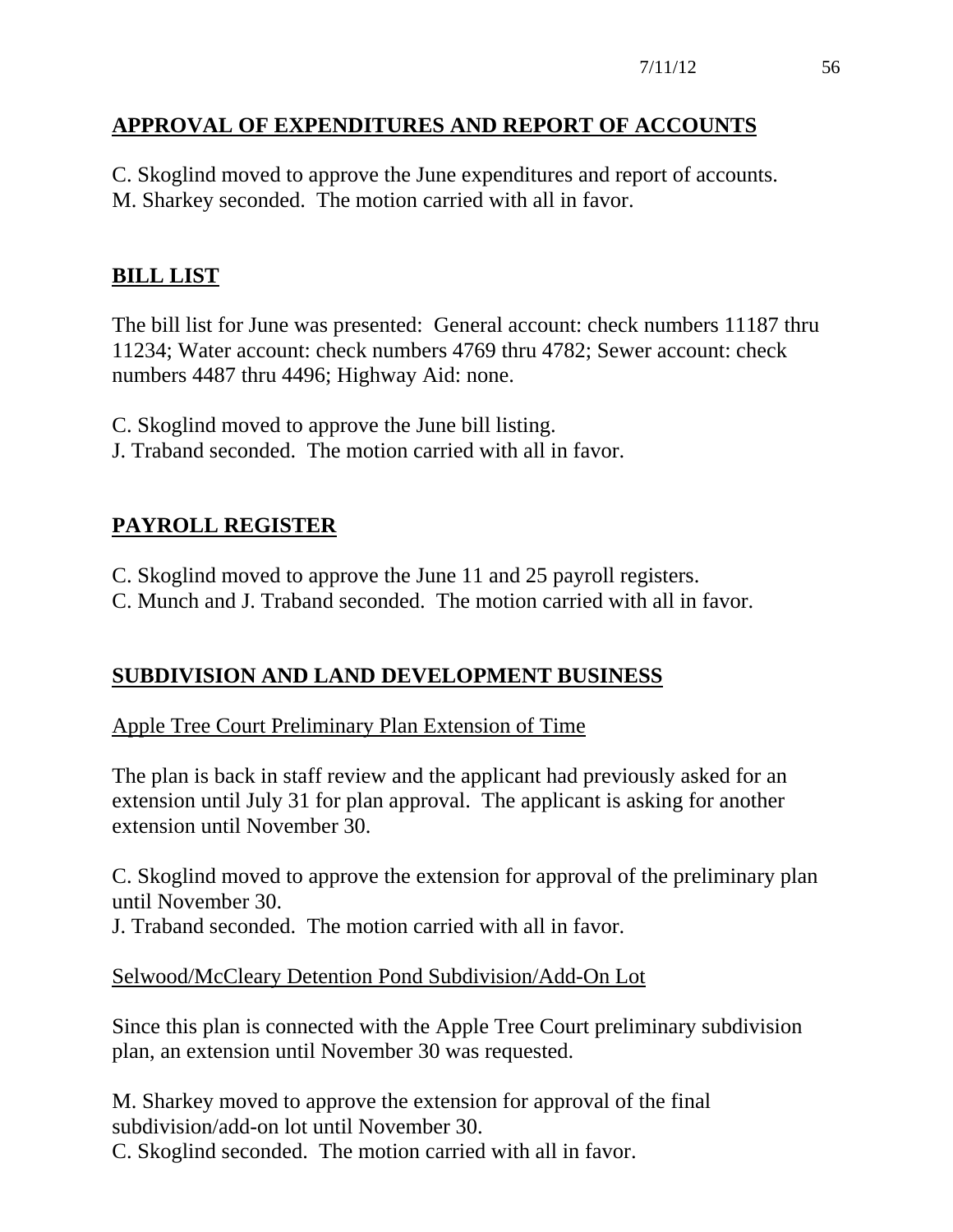## APPROVAL OF EXPENDITURES AND REPORT OF ACCOUNTS

C. Skoglind moved to approve the June expenditures and report of accounts.
M. Sharkey seconded. The motion carried with all in favor.

## BILL LIST

The bill list for June was presented: General account: check numbers 11187 thru 11234; Water account: check numbers 4769 thru 4782; Sewer account: check numbers 4487 thru 4496; Highway Aid: none.

C. Skoglind moved to approve the June bill listing.
J. Traband seconded. The motion carried with all in favor.

## PAYROLL REGISTER

C. Skoglind moved to approve the June 11 and 25 payroll registers.
C. Munch and J. Traband seconded. The motion carried with all in favor.

## SUBDIVISION AND LAND DEVELOPMENT BUSINESS

### Apple Tree Court Preliminary Plan Extension of Time

The plan is back in staff review and the applicant had previously asked for an extension until July 31 for plan approval. The applicant is asking for another extension until November 30.

C. Skoglind moved to approve the extension for approval of the preliminary plan until November 30.
J. Traband seconded. The motion carried with all in favor.

### Selwood/McCleary Detention Pond Subdivision/Add-On Lot

Since this plan is connected with the Apple Tree Court preliminary subdivision plan, an extension until November 30 was requested.

M. Sharkey moved to approve the extension for approval of the final subdivision/add-on lot until November 30.
C. Skoglind seconded. The motion carried with all in favor.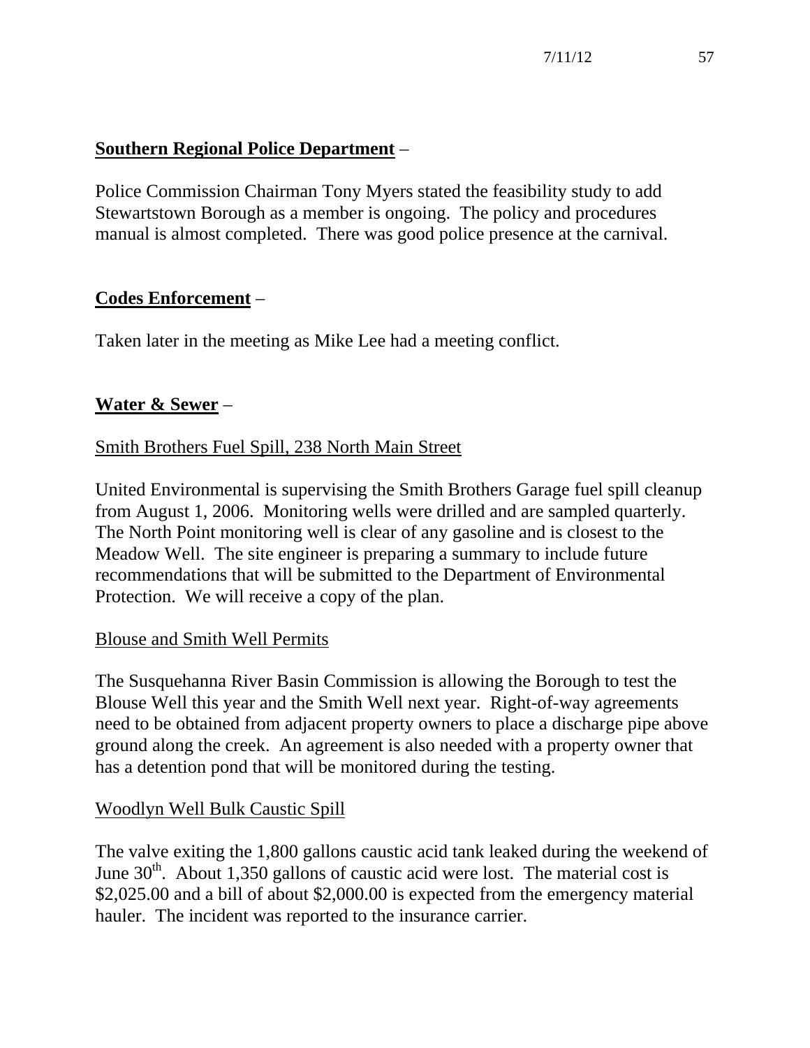**Southern Regional Police Department** –

Police Commission Chairman Tony Myers stated the feasibility study to add Stewartstown Borough as a member is ongoing. The policy and procedures manual is almost completed. There was good police presence at the carnival.

**Codes Enforcement** –

Taken later in the meeting as Mike Lee had a meeting conflict.

**Water & Sewer** –

Smith Brothers Fuel Spill, 238 North Main Street

United Environmental is supervising the Smith Brothers Garage fuel spill cleanup from August 1, 2006. Monitoring wells were drilled and are sampled quarterly. The North Point monitoring well is clear of any gasoline and is closest to the Meadow Well. The site engineer is preparing a summary to include future recommendations that will be submitted to the Department of Environmental Protection. We will receive a copy of the plan.

Blouse and Smith Well Permits

The Susquehanna River Basin Commission is allowing the Borough to test the Blouse Well this year and the Smith Well next year. Right-of-way agreements need to be obtained from adjacent property owners to place a discharge pipe above ground along the creek. An agreement is also needed with a property owner that has a detention pond that will be monitored during the testing.

Woodlyn Well Bulk Caustic Spill

The valve exiting the 1,800 gallons caustic acid tank leaked during the weekend of June 30th. About 1,350 gallons of caustic acid were lost. The material cost is $2,025.00 and a bill of about $2,000.00 is expected from the emergency material hauler. The incident was reported to the insurance carrier.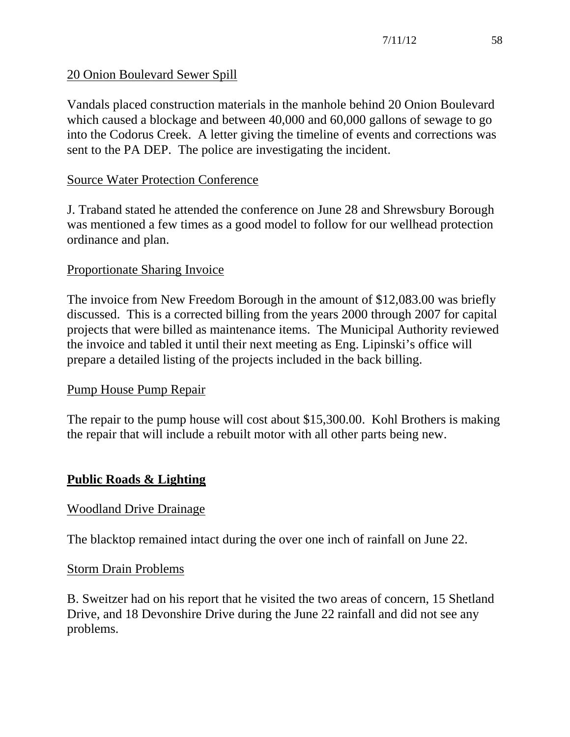20 Onion Boulevard Sewer Spill

Vandals placed construction materials in the manhole behind 20 Onion Boulevard which caused a blockage and between 40,000 and 60,000 gallons of sewage to go into the Codorus Creek. A letter giving the timeline of events and corrections was sent to the PA DEP. The police are investigating the incident.

Source Water Protection Conference

J. Traband stated he attended the conference on June 28 and Shrewsbury Borough was mentioned a few times as a good model to follow for our wellhead protection ordinance and plan.

Proportionate Sharing Invoice

The invoice from New Freedom Borough in the amount of $12,083.00 was briefly discussed. This is a corrected billing from the years 2000 through 2007 for capital projects that were billed as maintenance items. The Municipal Authority reviewed the invoice and tabled it until their next meeting as Eng. Lipinski's office will prepare a detailed listing of the projects included in the back billing.

Pump House Pump Repair

The repair to the pump house will cost about $15,300.00. Kohl Brothers is making the repair that will include a rebuilt motor with all other parts being new.

## Public Roads & Lighting

Woodland Drive Drainage

The blacktop remained intact during the over one inch of rainfall on June 22.

Storm Drain Problems

B. Sweitzer had on his report that he visited the two areas of concern, 15 Shetland Drive, and 18 Devonshire Drive during the June 22 rainfall and did not see any problems.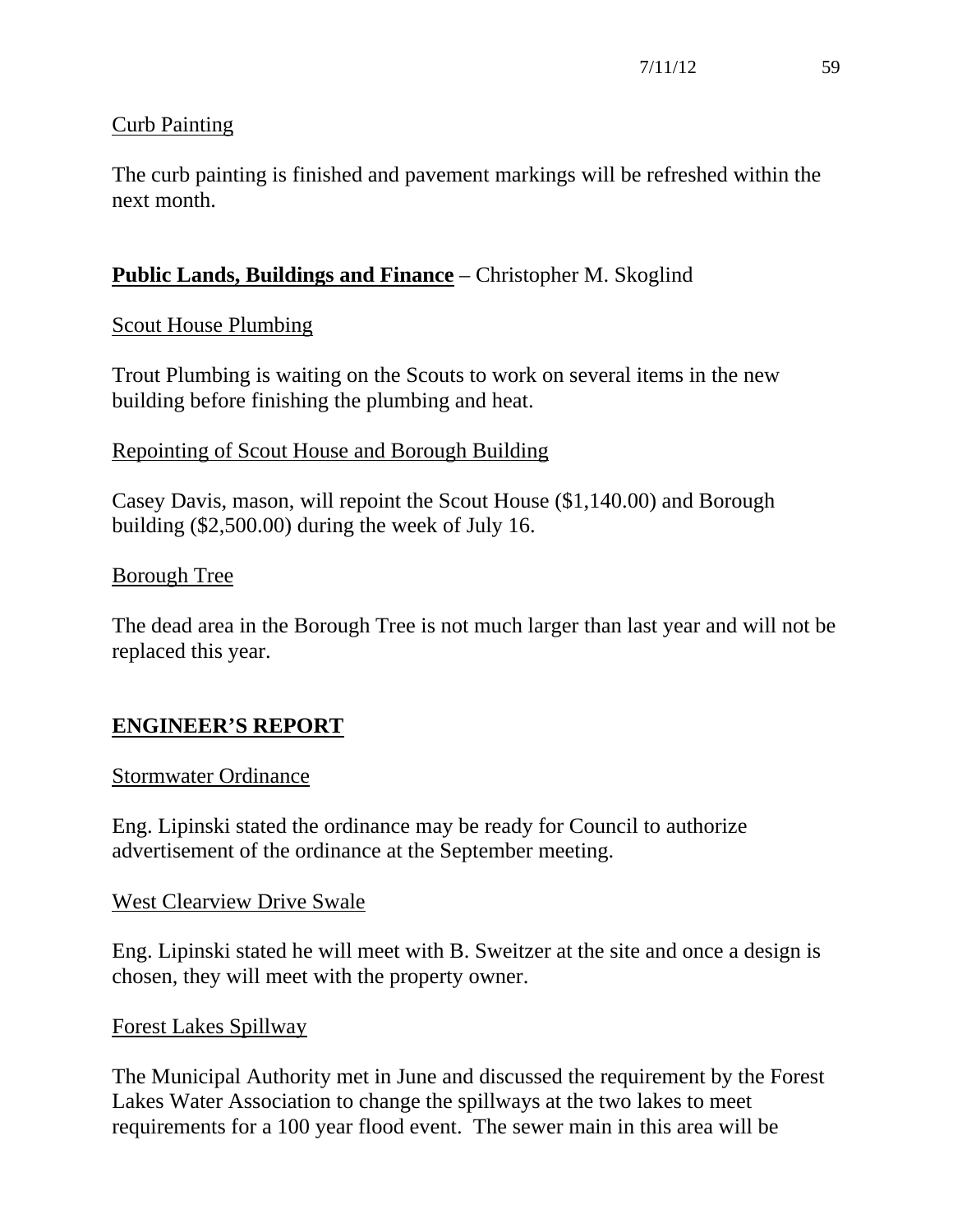Curb Painting

The curb painting is finished and pavement markings will be refreshed within the next month.

**Public Lands, Buildings and Finance** – Christopher M. Skoglind

Scout House Plumbing

Trout Plumbing is waiting on the Scouts to work on several items in the new building before finishing the plumbing and heat.

Repointing of Scout House and Borough Building

Casey Davis, mason, will repoint the Scout House ($1,140.00) and Borough building ($2,500.00) during the week of July 16.

Borough Tree

The dead area in the Borough Tree is not much larger than last year and will not be replaced this year.

**ENGINEER'S REPORT**

Stormwater Ordinance

Eng. Lipinski stated the ordinance may be ready for Council to authorize advertisement of the ordinance at the September meeting.

West Clearview Drive Swale

Eng. Lipinski stated he will meet with B. Sweitzer at the site and once a design is chosen, they will meet with the property owner.

Forest Lakes Spillway

The Municipal Authority met in June and discussed the requirement by the Forest Lakes Water Association to change the spillways at the two lakes to meet requirements for a 100 year flood event. The sewer main in this area will be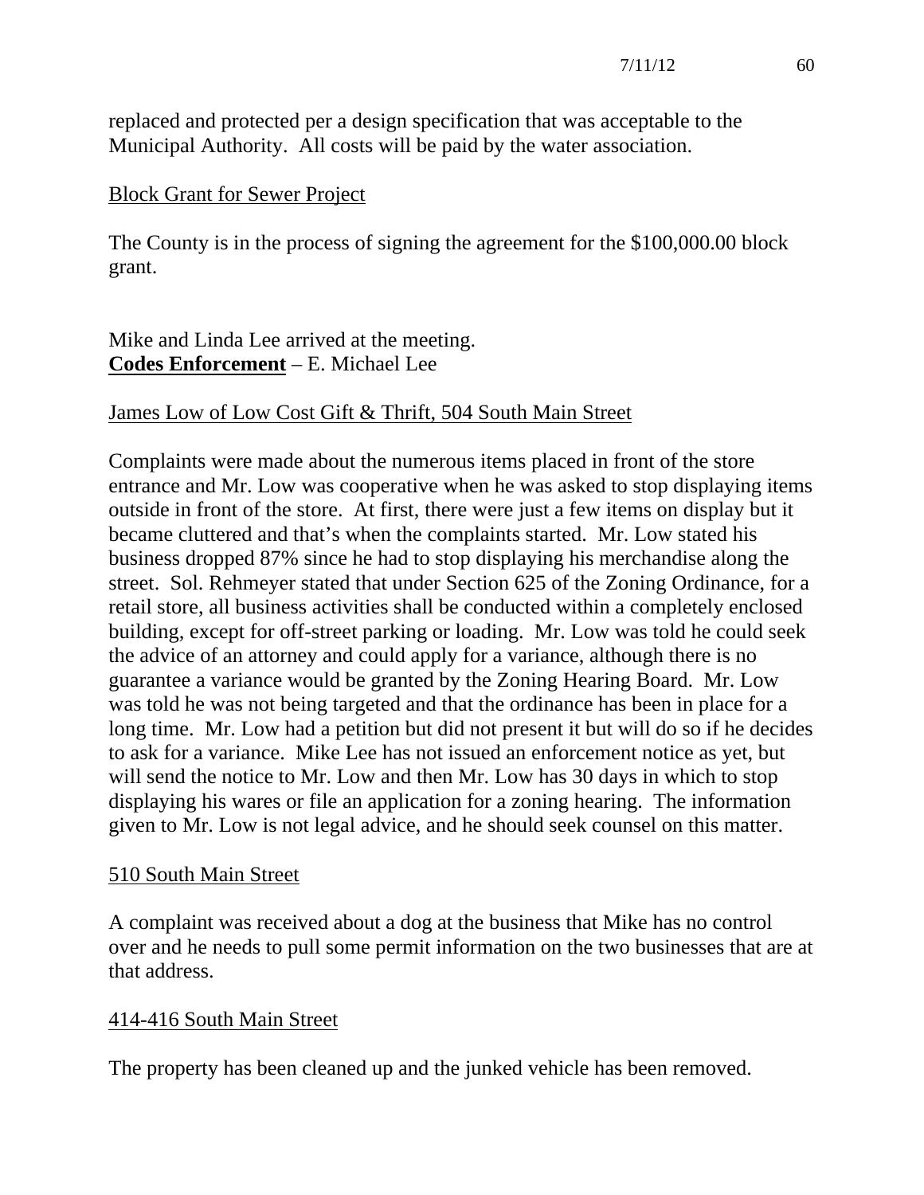replaced and protected per a design specification that was acceptable to the Municipal Authority. All costs will be paid by the water association.

Block Grant for Sewer Project

The County is in the process of signing the agreement for the $100,000.00 block grant.

Mike and Linda Lee arrived at the meeting.

**Codes Enforcement** – E. Michael Lee

James Low of Low Cost Gift & Thrift, 504 South Main Street

Complaints were made about the numerous items placed in front of the store entrance and Mr. Low was cooperative when he was asked to stop displaying items outside in front of the store. At first, there were just a few items on display but it became cluttered and that's when the complaints started. Mr. Low stated his business dropped 87% since he had to stop displaying his merchandise along the street. Sol. Rehmeyer stated that under Section 625 of the Zoning Ordinance, for a retail store, all business activities shall be conducted within a completely enclosed building, except for off-street parking or loading. Mr. Low was told he could seek the advice of an attorney and could apply for a variance, although there is no guarantee a variance would be granted by the Zoning Hearing Board. Mr. Low was told he was not being targeted and that the ordinance has been in place for a long time. Mr. Low had a petition but did not present it but will do so if he decides to ask for a variance. Mike Lee has not issued an enforcement notice as yet, but will send the notice to Mr. Low and then Mr. Low has 30 days in which to stop displaying his wares or file an application for a zoning hearing. The information given to Mr. Low is not legal advice, and he should seek counsel on this matter.

510 South Main Street

A complaint was received about a dog at the business that Mike has no control over and he needs to pull some permit information on the two businesses that are at that address.

414-416 South Main Street

The property has been cleaned up and the junked vehicle has been removed.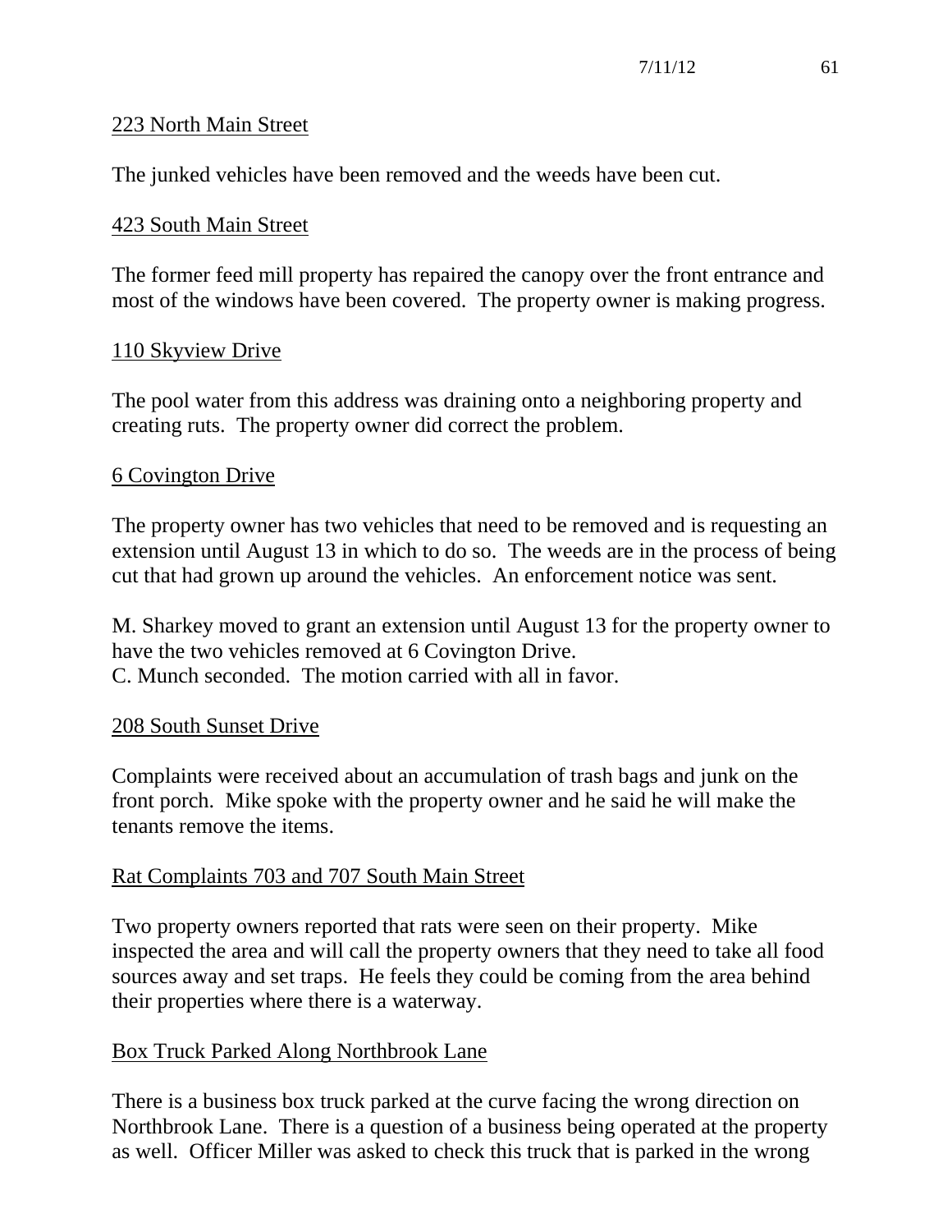223 North Main Street

The junked vehicles have been removed and the weeds have been cut.

423 South Main Street

The former feed mill property has repaired the canopy over the front entrance and most of the windows have been covered. The property owner is making progress.

110 Skyview Drive

The pool water from this address was draining onto a neighboring property and creating ruts. The property owner did correct the problem.

6 Covington Drive

The property owner has two vehicles that need to be removed and is requesting an extension until August 13 in which to do so. The weeds are in the process of being cut that had grown up around the vehicles. An enforcement notice was sent.

M. Sharkey moved to grant an extension until August 13 for the property owner to have the two vehicles removed at 6 Covington Drive.
C. Munch seconded. The motion carried with all in favor.

208 South Sunset Drive

Complaints were received about an accumulation of trash bags and junk on the front porch. Mike spoke with the property owner and he said he will make the tenants remove the items.

Rat Complaints 703 and 707 South Main Street

Two property owners reported that rats were seen on their property. Mike inspected the area and will call the property owners that they need to take all food sources away and set traps. He feels they could be coming from the area behind their properties where there is a waterway.

Box Truck Parked Along Northbrook Lane

There is a business box truck parked at the curve facing the wrong direction on Northbrook Lane. There is a question of a business being operated at the property as well. Officer Miller was asked to check this truck that is parked in the wrong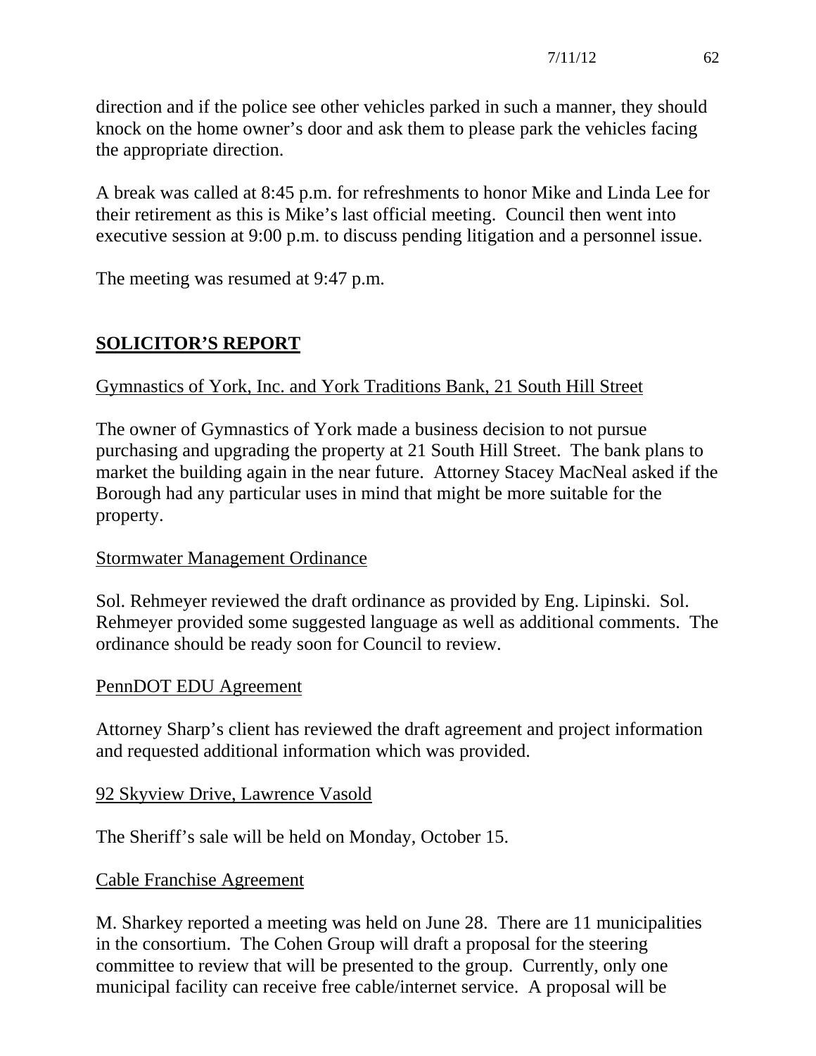direction and if the police see other vehicles parked in such a manner, they should knock on the home owner's door and ask them to please park the vehicles facing the appropriate direction.

A break was called at 8:45 p.m. for refreshments to honor Mike and Linda Lee for their retirement as this is Mike's last official meeting. Council then went into executive session at 9:00 p.m. to discuss pending litigation and a personnel issue.

The meeting was resumed at 9:47 p.m.

## SOLICITOR'S REPORT

Gymnastics of York, Inc. and York Traditions Bank, 21 South Hill Street

The owner of Gymnastics of York made a business decision to not pursue purchasing and upgrading the property at 21 South Hill Street. The bank plans to market the building again in the near future. Attorney Stacey MacNeal asked if the Borough had any particular uses in mind that might be more suitable for the property.

Stormwater Management Ordinance

Sol. Rehmeyer reviewed the draft ordinance as provided by Eng. Lipinski. Sol. Rehmeyer provided some suggested language as well as additional comments. The ordinance should be ready soon for Council to review.

PennDOT EDU Agreement

Attorney Sharp's client has reviewed the draft agreement and project information and requested additional information which was provided.

92 Skyview Drive, Lawrence Vasold

The Sheriff's sale will be held on Monday, October 15.

Cable Franchise Agreement

M. Sharkey reported a meeting was held on June 28. There are 11 municipalities in the consortium. The Cohen Group will draft a proposal for the steering committee to review that will be presented to the group. Currently, only one municipal facility can receive free cable/internet service. A proposal will be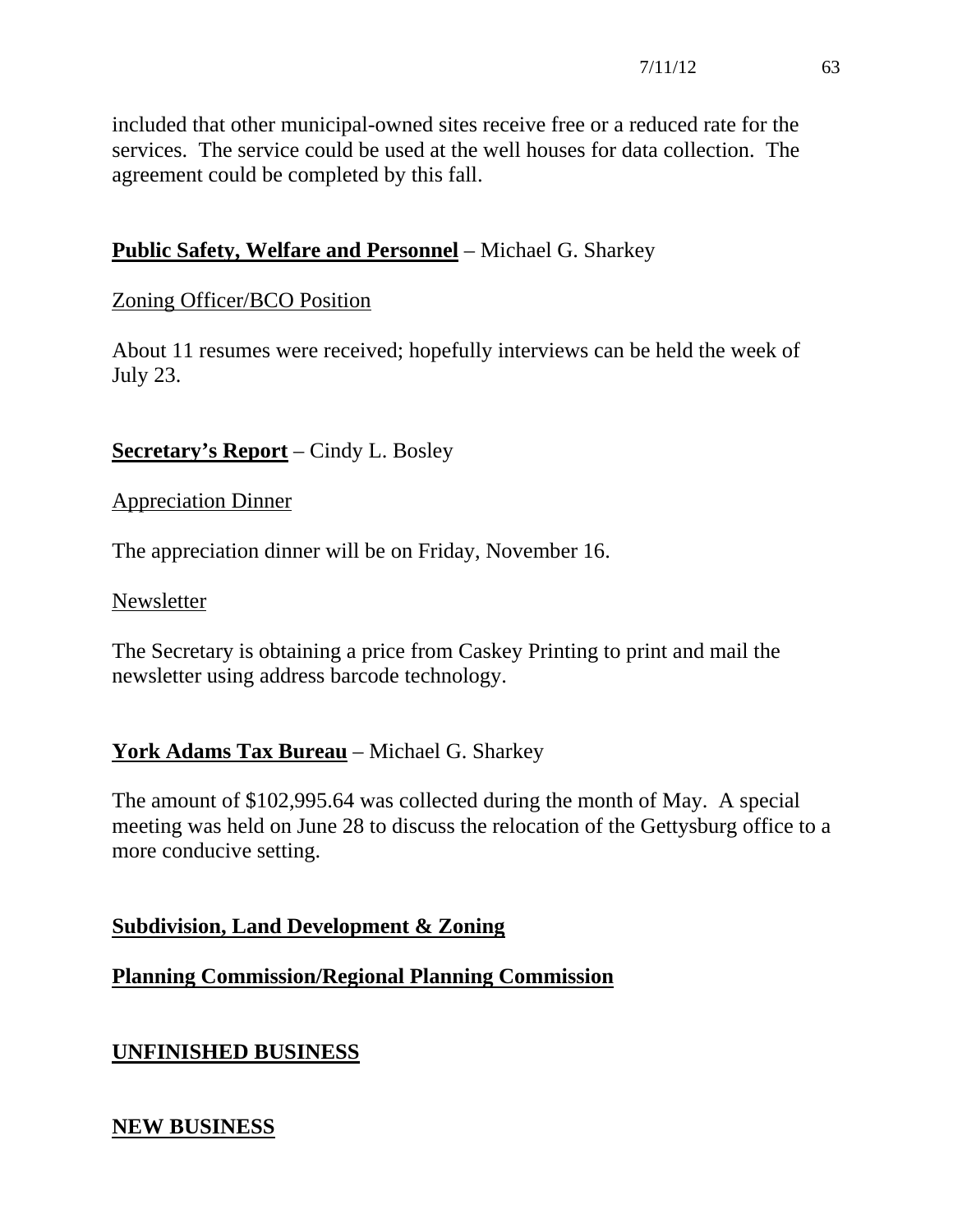included that other municipal-owned sites receive free or a reduced rate for the services. The service could be used at the well houses for data collection. The agreement could be completed by this fall.

**Public Safety, Welfare and Personnel** – Michael G. Sharkey

Zoning Officer/BCO Position

About 11 resumes were received; hopefully interviews can be held the week of July 23.

**Secretary's Report** – Cindy L. Bosley

Appreciation Dinner

The appreciation dinner will be on Friday, November 16.

Newsletter

The Secretary is obtaining a price from Caskey Printing to print and mail the newsletter using address barcode technology.

**York Adams Tax Bureau** – Michael G. Sharkey

The amount of $102,995.64 was collected during the month of May. A special meeting was held on June 28 to discuss the relocation of the Gettysburg office to a more conducive setting.

**Subdivision, Land Development & Zoning**

**Planning Commission/Regional Planning Commission**

**UNFINISHED BUSINESS**

**NEW BUSINESS**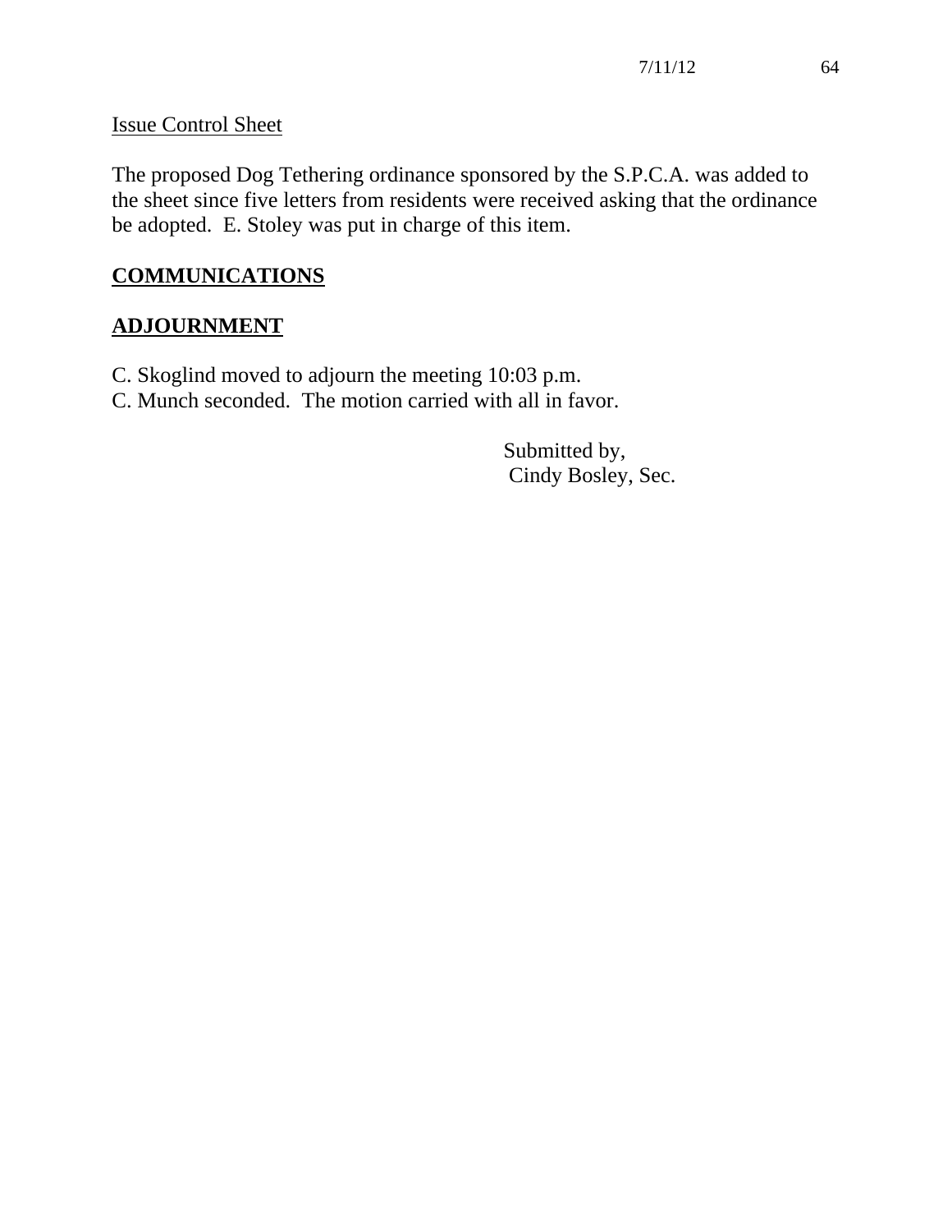Issue Control Sheet

The proposed Dog Tethering ordinance sponsored by the S.P.C.A. was added to the sheet since five letters from residents were received asking that the ordinance be adopted. E. Stoley was put in charge of this item.

## COMMUNICATIONS

## ADJOURNMENT

C. Skoglind moved to adjourn the meeting 10:03 p.m.
C. Munch seconded. The motion carried with all in favor.

Submitted by,
Cindy Bosley, Sec.